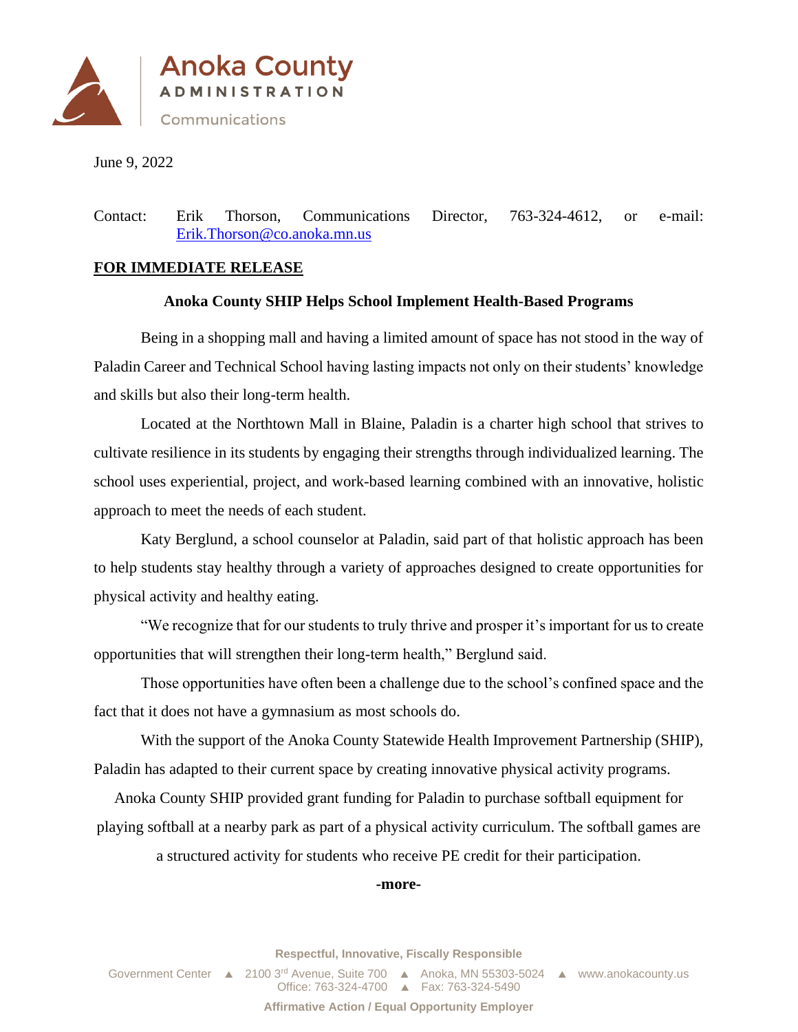Anoka County
ADMINISTRATION
Communications

June 9, 2022

Contact: Erik Thorson, Communications Director, 763-324-4612, or e-mail: Erik.Thorson@co.anoka.mn.us

**FOR IMMEDIATE RELEASE**

**Anoka County SHIP Helps School Implement Health-Based Programs**

Being in a shopping mall and having a limited amount of space has not stood in the way of Paladin Career and Technical School having lasting impacts not only on their students' knowledge and skills but also their long-term health.

Located at the Northtown Mall in Blaine, Paladin is a charter high school that strives to cultivate resilience in its students by engaging their strengths through individualized learning. The school uses experiential, project, and work-based learning combined with an innovative, holistic approach to meet the needs of each student.

Katy Berglund, a school counselor at Paladin, said part of that holistic approach has been to help students stay healthy through a variety of approaches designed to create opportunities for physical activity and healthy eating.

"We recognize that for our students to truly thrive and prosper it's important for us to create opportunities that will strengthen their long-term health," Berglund said.

Those opportunities have often been a challenge due to the school's confined space and the fact that it does not have a gymnasium as most schools do.

With the support of the Anoka County Statewide Health Improvement Partnership (SHIP), Paladin has adapted to their current space by creating innovative physical activity programs.

Anoka County SHIP provided grant funding for Paladin to purchase softball equipment for playing softball at a nearby park as part of a physical activity curriculum. The softball games are a structured activity for students who receive PE credit for their participation.

**-more-**

Respectful, Innovative, Fiscally Responsible

Government Center ▲ 2100 3rd Avenue, Suite 700 ▲ Anoka, MN 55303-5024 ▲ www.anokacounty.us
Office: 763-324-4700 ▲ Fax: 763-324-5490

Affirmative Action / Equal Opportunity Employer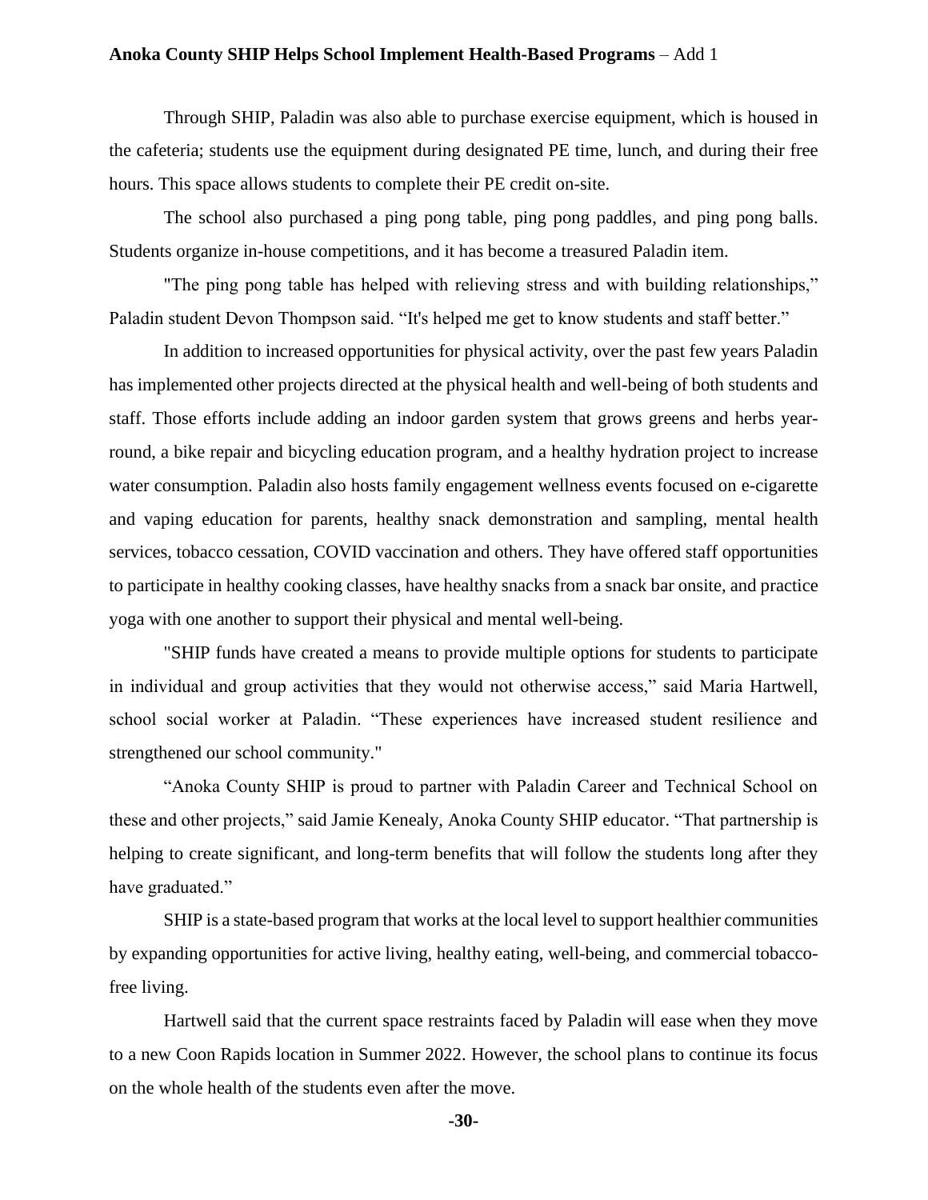Through SHIP, Paladin was also able to purchase exercise equipment, which is housed in the cafeteria; students use the equipment during designated PE time, lunch, and during their free hours. This space allows students to complete their PE credit on-site.

The school also purchased a ping pong table, ping pong paddles, and ping pong balls. Students organize in-house competitions, and it has become a treasured Paladin item.

"The ping pong table has helped with relieving stress and with building relationships," Paladin student Devon Thompson said. "It's helped me get to know students and staff better."

In addition to increased opportunities for physical activity, over the past few years Paladin has implemented other projects directed at the physical health and well-being of both students and staff. Those efforts include adding an indoor garden system that grows greens and herbs year-round, a bike repair and bicycling education program, and a healthy hydration project to increase water consumption. Paladin also hosts family engagement wellness events focused on e-cigarette and vaping education for parents, healthy snack demonstration and sampling, mental health services, tobacco cessation, COVID vaccination and others. They have offered staff opportunities to participate in healthy cooking classes, have healthy snacks from a snack bar onsite, and practice yoga with one another to support their physical and mental well-being.

"SHIP funds have created a means to provide multiple options for students to participate in individual and group activities that they would not otherwise access," said Maria Hartwell, school social worker at Paladin. "These experiences have increased student resilience and strengthened our school community."

"Anoka County SHIP is proud to partner with Paladin Career and Technical School on these and other projects," said Jamie Kenealy, Anoka County SHIP educator. "That partnership is helping to create significant, and long-term benefits that will follow the students long after they have graduated."

SHIP is a state-based program that works at the local level to support healthier communities by expanding opportunities for active living, healthy eating, well-being, and commercial tobacco-free living.

Hartwell said that the current space restraints faced by Paladin will ease when they move to a new Coon Rapids location in Summer 2022. However, the school plans to continue its focus on the whole health of the students even after the move.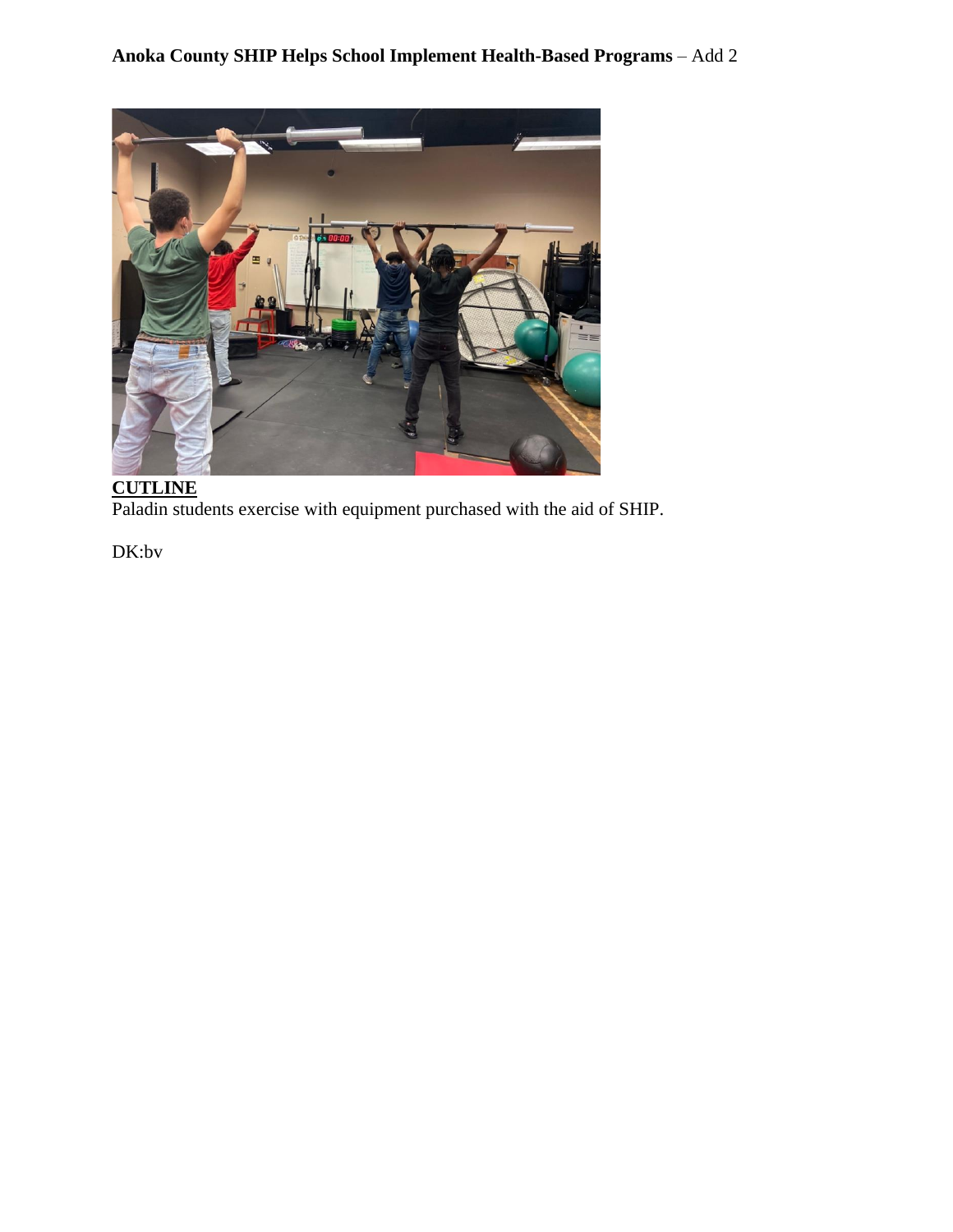**Anoka County SHIP Helps School Implement Health-Based Programs** – Add 2

**CUTLINE**
Paladin students exercise with equipment purchased with the aid of SHIP.

DK:bv